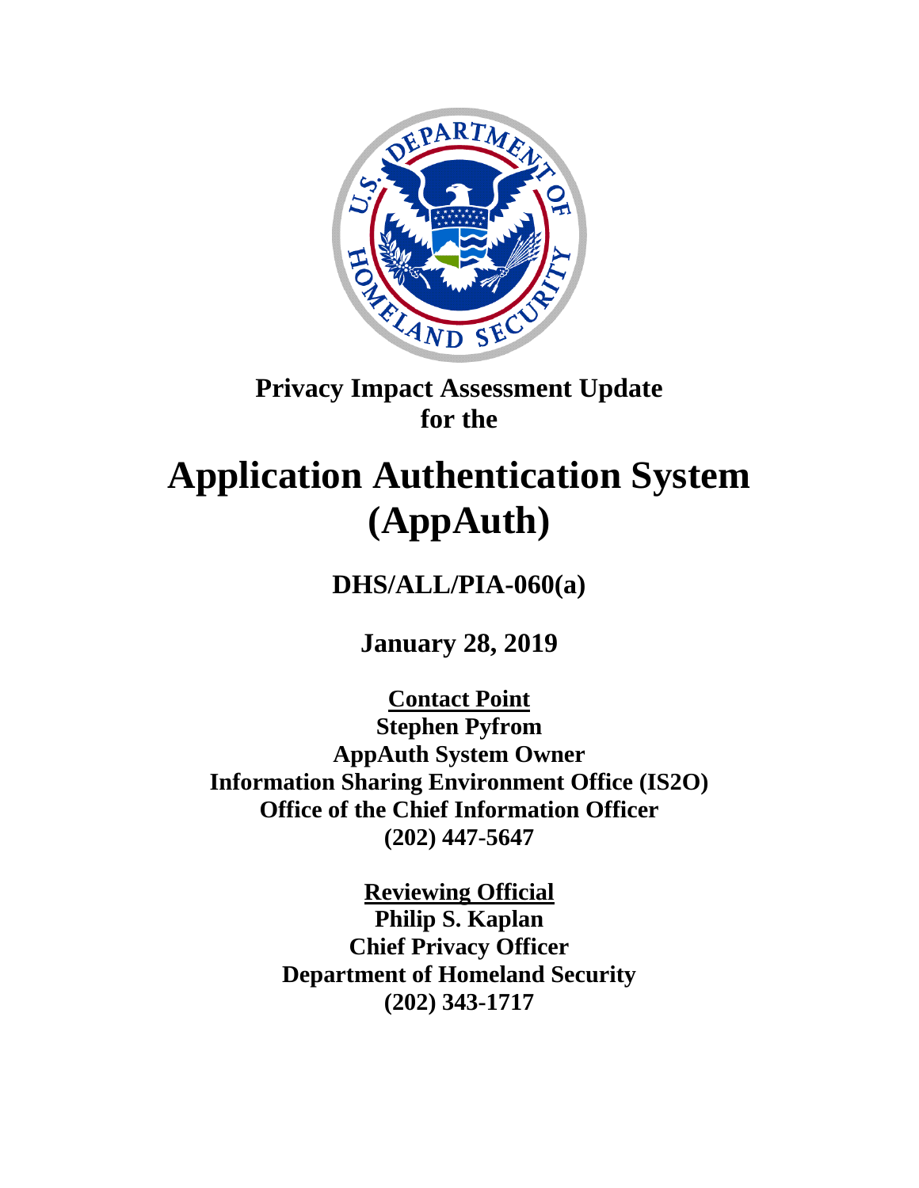# Privacy Impact Assessment Update for the

# Application Authentication System (AppAuth)

## DHS/ALL/PIA-060(a)

## January 28, 2019

**Contact Point**
**Stephen Pyfrom**
**AppAuth System Owner**
**Information Sharing Environment Office (IS2O)**
**Office of the Chief Information Officer**
**(202) 447-5647**

**Reviewing Official**
**Philip S. Kaplan**
**Chief Privacy Officer**
**Department of Homeland Security**
**(202) 343-1717**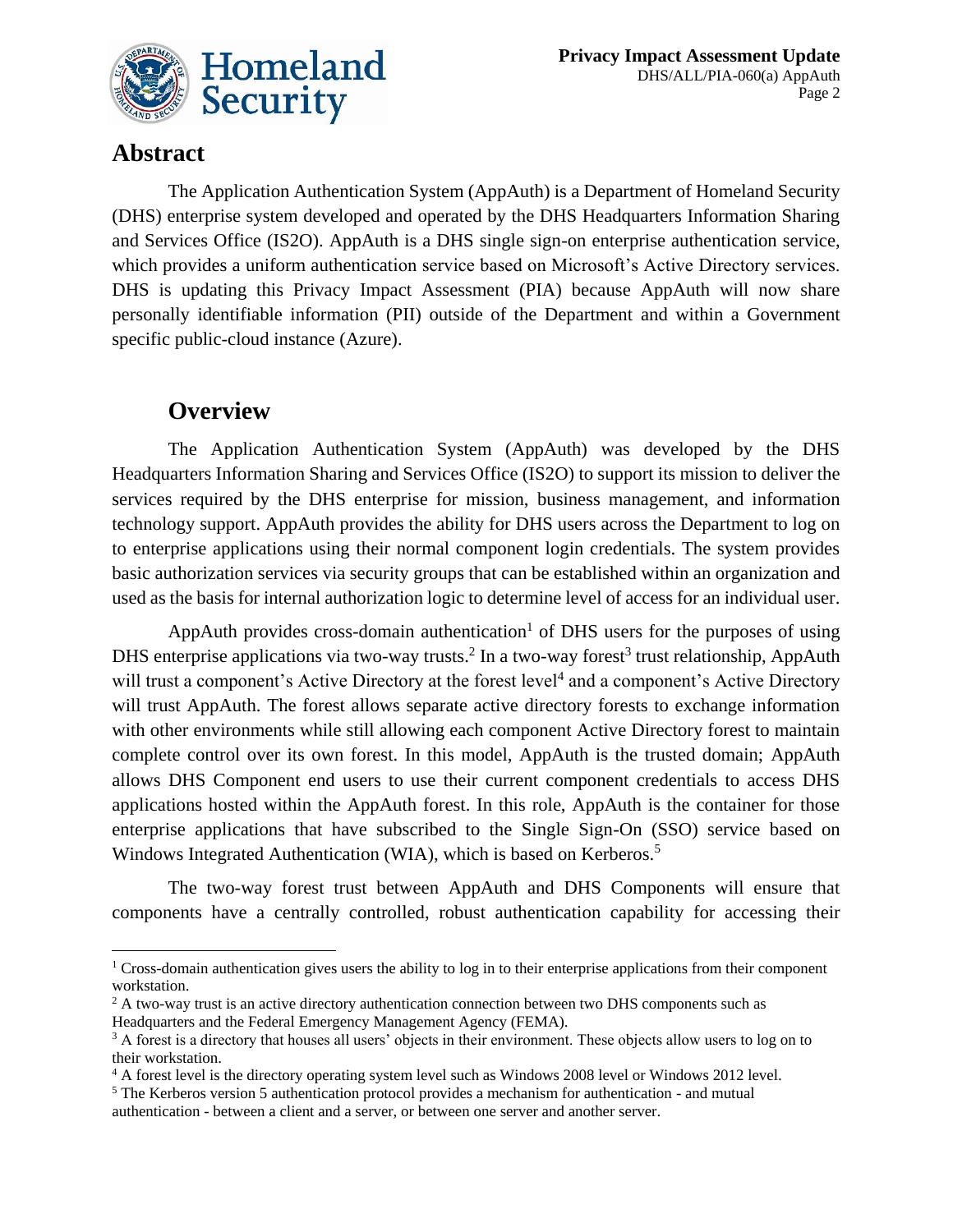## Abstract

The Application Authentication System (AppAuth) is a Department of Homeland Security (DHS) enterprise system developed and operated by the DHS Headquarters Information Sharing and Services Office (IS2O). AppAuth is a DHS single sign-on enterprise authentication service, which provides a uniform authentication service based on Microsoft's Active Directory services. DHS is updating this Privacy Impact Assessment (PIA) because AppAuth will now share personally identifiable information (PII) outside of the Department and within a Government specific public-cloud instance (Azure).

## Overview

The Application Authentication System (AppAuth) was developed by the DHS Headquarters Information Sharing and Services Office (IS2O) to support its mission to deliver the services required by the DHS enterprise for mission, business management, and information technology support. AppAuth provides the ability for DHS users across the Department to log on to enterprise applications using their normal component login credentials. The system provides basic authorization services via security groups that can be established within an organization and used as the basis for internal authorization logic to determine level of access for an individual user.

AppAuth provides cross-domain authentication[1] of DHS users for the purposes of using DHS enterprise applications via two-way trusts.[2] In a two-way forest[3] trust relationship, AppAuth will trust a component's Active Directory at the forest level[4] and a component's Active Directory will trust AppAuth. The forest allows separate active directory forests to exchange information with other environments while still allowing each component Active Directory forest to maintain complete control over its own forest. In this model, AppAuth is the trusted domain; AppAuth allows DHS Component end users to use their current component credentials to access DHS applications hosted within the AppAuth forest. In this role, AppAuth is the container for those enterprise applications that have subscribed to the Single Sign-On (SSO) service based on Windows Integrated Authentication (WIA), which is based on Kerberos.[5]

The two-way forest trust between AppAuth and DHS Components will ensure that components have a centrally controlled, robust authentication capability for accessing their

---

[1] Cross-domain authentication gives users the ability to log in to their enterprise applications from their component workstation.

[2] A two-way trust is an active directory authentication connection between two DHS components such as Headquarters and the Federal Emergency Management Agency (FEMA).

[3] A forest is a directory that houses all users' objects in their environment. These objects allow users to log on to their workstation.

[4] A forest level is the directory operating system level such as Windows 2008 level or Windows 2012 level.

[5] The Kerberos version 5 authentication protocol provides a mechanism for authentication - and mutual authentication - between a client and a server, or between one server and another server.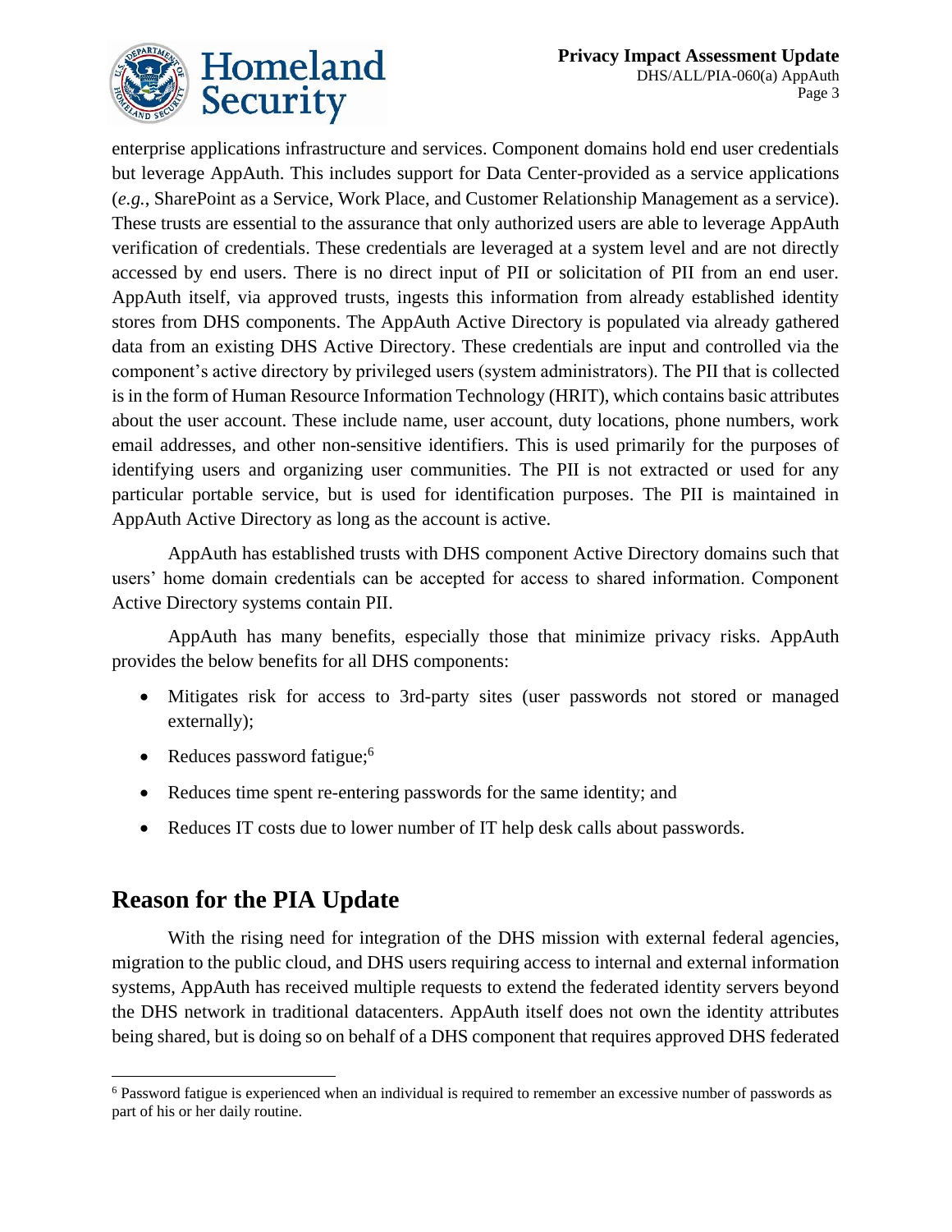enterprise applications infrastructure and services. Component domains hold end user credentials but leverage AppAuth. This includes support for Data Center-provided as a service applications (*e.g.*, SharePoint as a Service, Work Place, and Customer Relationship Management as a service). These trusts are essential to the assurance that only authorized users are able to leverage AppAuth verification of credentials. These credentials are leveraged at a system level and are not directly accessed by end users. There is no direct input of PII or solicitation of PII from an end user. AppAuth itself, via approved trusts, ingests this information from already established identity stores from DHS components. The AppAuth Active Directory is populated via already gathered data from an existing DHS Active Directory. These credentials are input and controlled via the component's active directory by privileged users (system administrators). The PII that is collected is in the form of Human Resource Information Technology (HRIT), which contains basic attributes about the user account. These include name, user account, duty locations, phone numbers, work email addresses, and other non-sensitive identifiers. This is used primarily for the purposes of identifying users and organizing user communities. The PII is not extracted or used for any particular portable service, but is used for identification purposes. The PII is maintained in AppAuth Active Directory as long as the account is active.

AppAuth has established trusts with DHS component Active Directory domains such that users' home domain credentials can be accepted for access to shared information. Component Active Directory systems contain PII.

AppAuth has many benefits, especially those that minimize privacy risks. AppAuth provides the below benefits for all DHS components:

- Mitigates risk for access to 3rd-party sites (user passwords not stored or managed externally);
- Reduces password fatigue;[6]
- Reduces time spent re-entering passwords for the same identity; and
- Reduces IT costs due to lower number of IT help desk calls about passwords.

## Reason for the PIA Update

With the rising need for integration of the DHS mission with external federal agencies, migration to the public cloud, and DHS users requiring access to internal and external information systems, AppAuth has received multiple requests to extend the federated identity servers beyond the DHS network in traditional datacenters. AppAuth itself does not own the identity attributes being shared, but is doing so on behalf of a DHS component that requires approved DHS federated

[6] Password fatigue is experienced when an individual is required to remember an excessive number of passwords as part of his or her daily routine.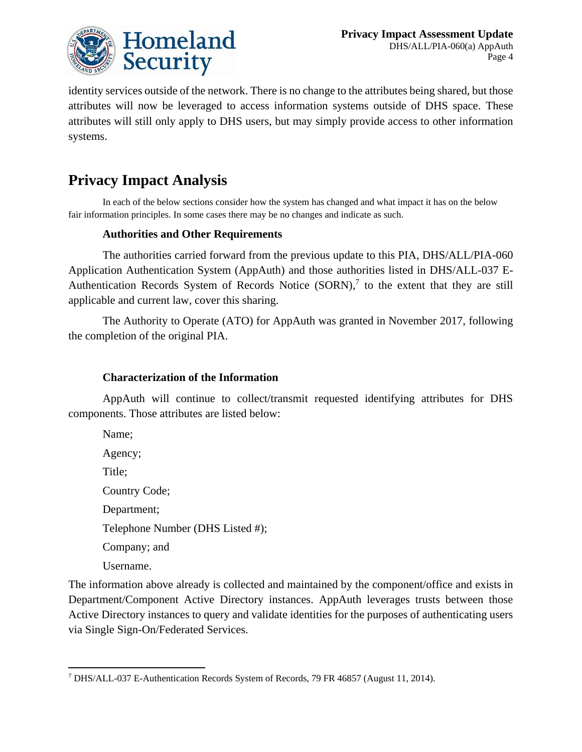identity services outside of the network. There is no change to the attributes being shared, but those attributes will now be leveraged to access information systems outside of DHS space. These attributes will still only apply to DHS users, but may simply provide access to other information systems.

## Privacy Impact Analysis

In each of the below sections consider how the system has changed and what impact it has on the below fair information principles. In some cases there may be no changes and indicate as such.

### Authorities and Other Requirements

The authorities carried forward from the previous update to this PIA, DHS/ALL/PIA-060 Application Authentication System (AppAuth) and those authorities listed in DHS/ALL-037 E-Authentication Records System of Records Notice (SORN),[7] to the extent that they are still applicable and current law, cover this sharing.

The Authority to Operate (ATO) for AppAuth was granted in November 2017, following the completion of the original PIA.

### Characterization of the Information

AppAuth will continue to collect/transmit requested identifying attributes for DHS components. Those attributes are listed below:

Name;

Agency;

Title;

Country Code;

Department;

Telephone Number (DHS Listed #);

Company; and

Username.

The information above already is collected and maintained by the component/office and exists in Department/Component Active Directory instances. AppAuth leverages trusts between those Active Directory instances to query and validate identities for the purposes of authenticating users via Single Sign-On/Federated Services.

---

[7] DHS/ALL-037 E-Authentication Records System of Records, 79 FR 46857 (August 11, 2014).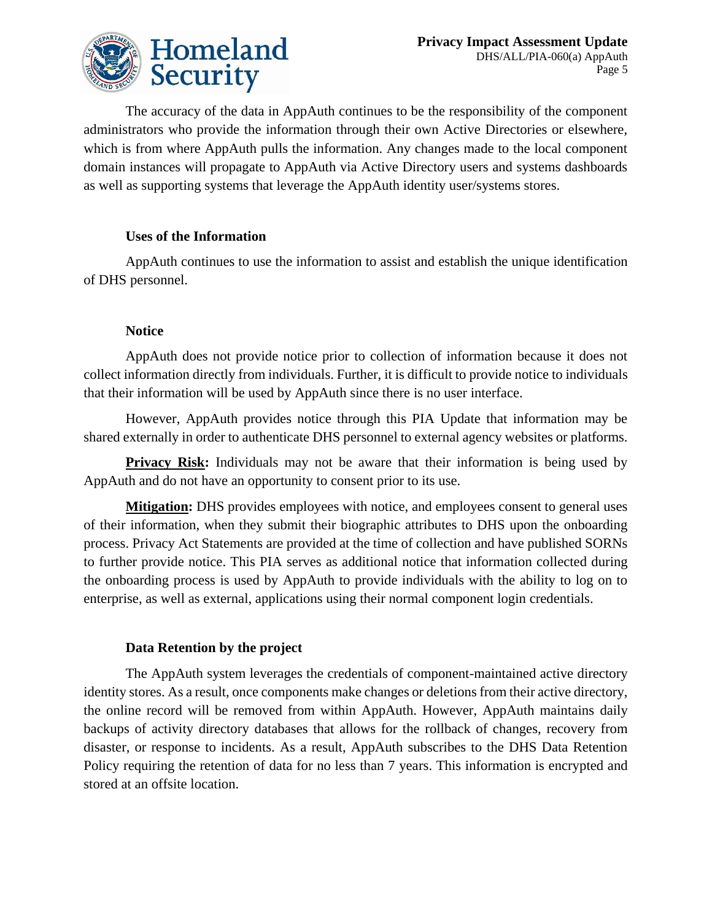The accuracy of the data in AppAuth continues to be the responsibility of the component administrators who provide the information through their own Active Directories or elsewhere, which is from where AppAuth pulls the information. Any changes made to the local component domain instances will propagate to AppAuth via Active Directory users and systems dashboards as well as supporting systems that leverage the AppAuth identity user/systems stores.

### Uses of the Information

AppAuth continues to use the information to assist and establish the unique identification of DHS personnel.

### Notice

AppAuth does not provide notice prior to collection of information because it does not collect information directly from individuals. Further, it is difficult to provide notice to individuals that their information will be used by AppAuth since there is no user interface.

However, AppAuth provides notice through this PIA Update that information may be shared externally in order to authenticate DHS personnel to external agency websites or platforms.

**Privacy Risk:** Individuals may not be aware that their information is being used by AppAuth and do not have an opportunity to consent prior to its use.

**Mitigation:** DHS provides employees with notice, and employees consent to general uses of their information, when they submit their biographic attributes to DHS upon the onboarding process. Privacy Act Statements are provided at the time of collection and have published SORNs to further provide notice. This PIA serves as additional notice that information collected during the onboarding process is used by AppAuth to provide individuals with the ability to log on to enterprise, as well as external, applications using their normal component login credentials.

### Data Retention by the project

The AppAuth system leverages the credentials of component-maintained active directory identity stores. As a result, once components make changes or deletions from their active directory, the online record will be removed from within AppAuth. However, AppAuth maintains daily backups of activity directory databases that allows for the rollback of changes, recovery from disaster, or response to incidents. As a result, AppAuth subscribes to the DHS Data Retention Policy requiring the retention of data for no less than 7 years. This information is encrypted and stored at an offsite location.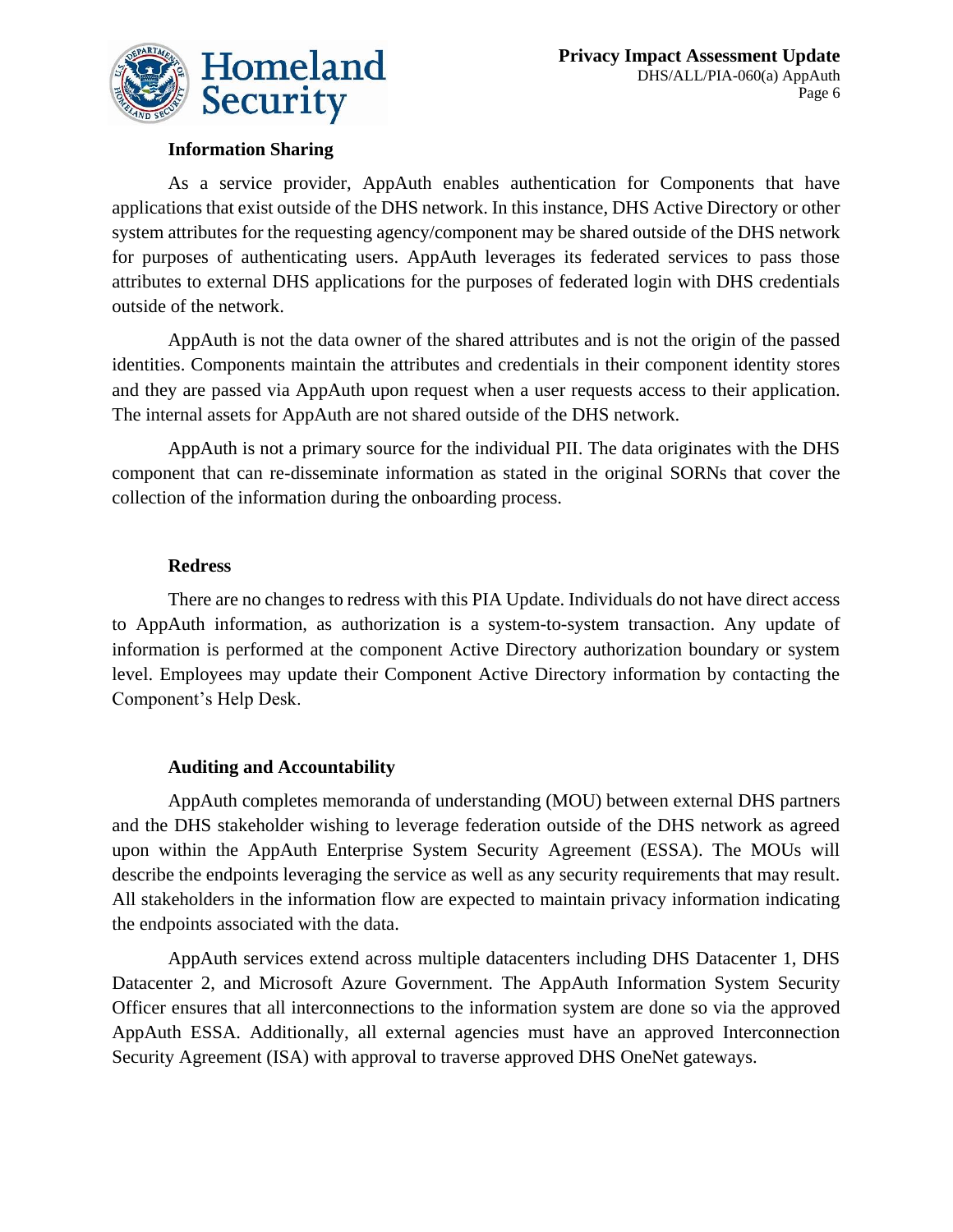### Information Sharing

As a service provider, AppAuth enables authentication for Components that have applications that exist outside of the DHS network. In this instance, DHS Active Directory or other system attributes for the requesting agency/component may be shared outside of the DHS network for purposes of authenticating users. AppAuth leverages its federated services to pass those attributes to external DHS applications for the purposes of federated login with DHS credentials outside of the network.

AppAuth is not the data owner of the shared attributes and is not the origin of the passed identities. Components maintain the attributes and credentials in their component identity stores and they are passed via AppAuth upon request when a user requests access to their application. The internal assets for AppAuth are not shared outside of the DHS network.

AppAuth is not a primary source for the individual PII. The data originates with the DHS component that can re-disseminate information as stated in the original SORNs that cover the collection of the information during the onboarding process.

### Redress

There are no changes to redress with this PIA Update. Individuals do not have direct access to AppAuth information, as authorization is a system-to-system transaction. Any update of information is performed at the component Active Directory authorization boundary or system level. Employees may update their Component Active Directory information by contacting the Component's Help Desk.

### Auditing and Accountability

AppAuth completes memoranda of understanding (MOU) between external DHS partners and the DHS stakeholder wishing to leverage federation outside of the DHS network as agreed upon within the AppAuth Enterprise System Security Agreement (ESSA). The MOUs will describe the endpoints leveraging the service as well as any security requirements that may result. All stakeholders in the information flow are expected to maintain privacy information indicating the endpoints associated with the data.

AppAuth services extend across multiple datacenters including DHS Datacenter 1, DHS Datacenter 2, and Microsoft Azure Government. The AppAuth Information System Security Officer ensures that all interconnections to the information system are done so via the approved AppAuth ESSA. Additionally, all external agencies must have an approved Interconnection Security Agreement (ISA) with approval to traverse approved DHS OneNet gateways.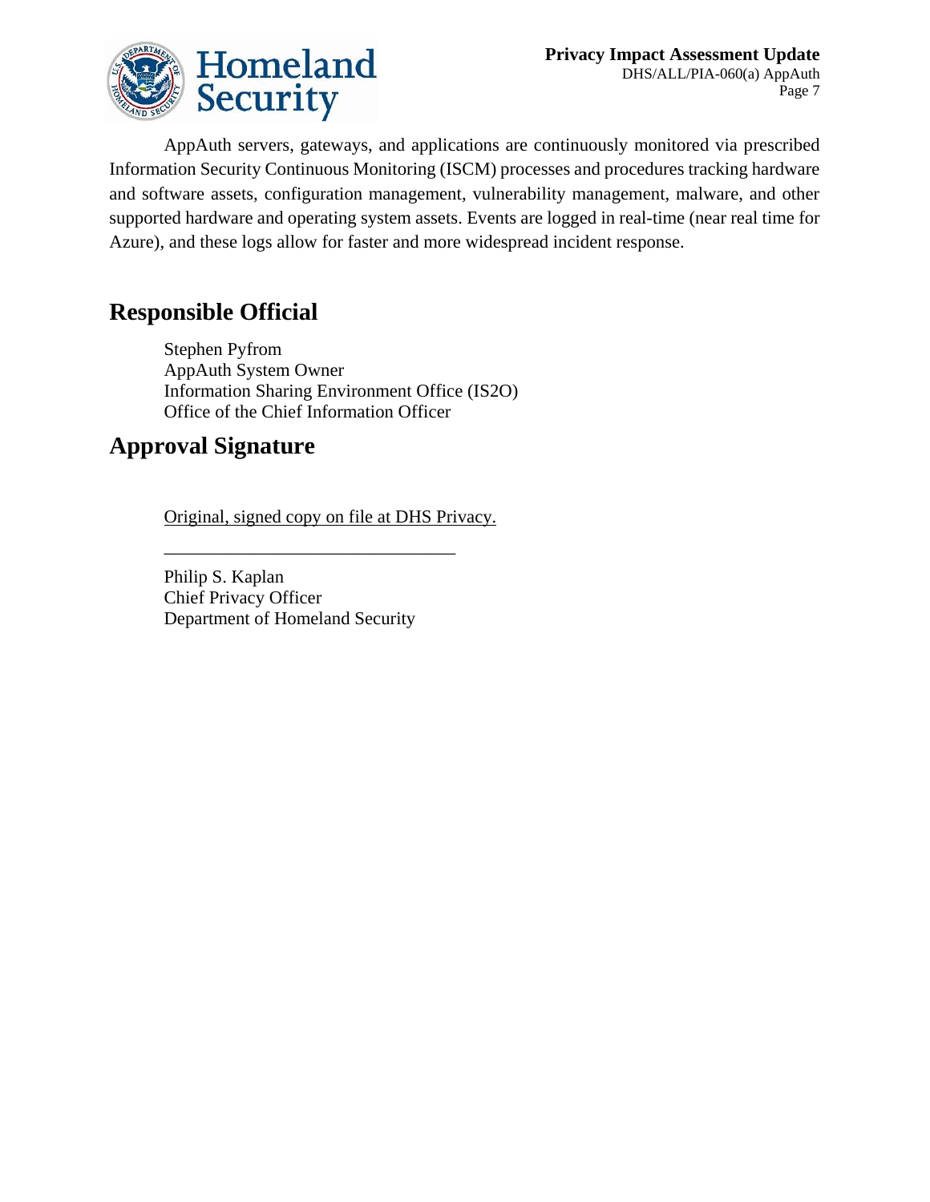AppAuth servers, gateways, and applications are continuously monitored via prescribed Information Security Continuous Monitoring (ISCM) processes and procedures tracking hardware and software assets, configuration management, vulnerability management, malware, and other supported hardware and operating system assets. Events are logged in real-time (near real time for Azure), and these logs allow for faster and more widespread incident response.

## Responsible Official

Stephen Pyfrom
AppAuth System Owner
Information Sharing Environment Office (IS2O)
Office of the Chief Information Officer

## Approval Signature

Original, signed copy on file at DHS Privacy.

________________________________

Philip S. Kaplan
Chief Privacy Officer
Department of Homeland Security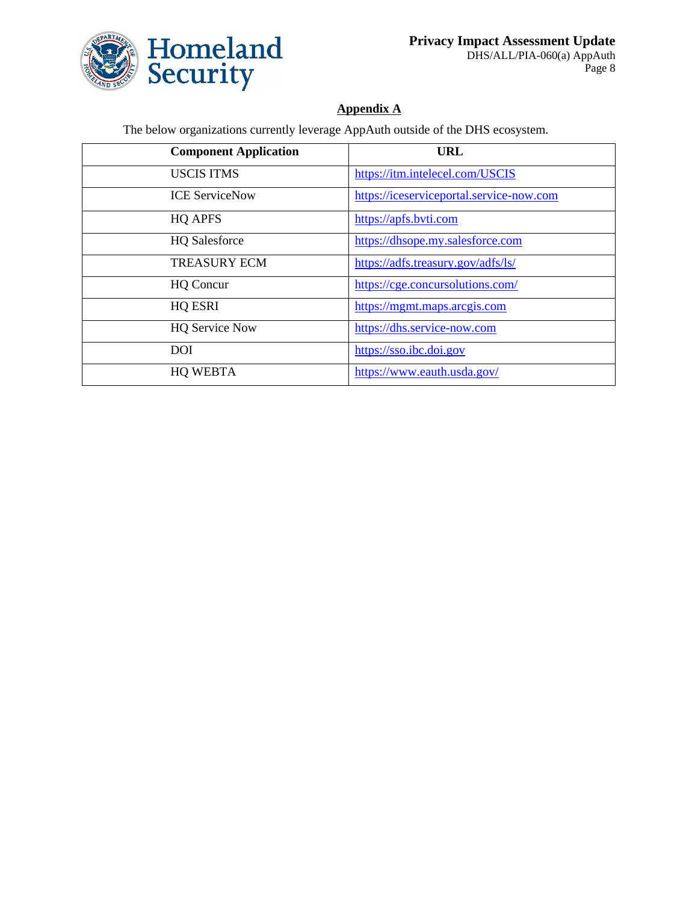## Appendix A

The below organizations currently leverage AppAuth outside of the DHS ecosystem.

| Component Application | URL |
|---|---|
| USCIS ITMS | https://itm.intelecel.com/USCIS |
| ICE ServiceNow | https://iceserviceportal.service-now.com |
| HQ APFS | https://apfs.bvti.com |
| HQ Salesforce | https://dhsope.my.salesforce.com |
| TREASURY ECM | https://adfs.treasury.gov/adfs/ls/ |
| HQ Concur | https://cge.concursolutions.com/ |
| HQ ESRI | https://mgmt.maps.arcgis.com |
| HQ Service Now | https://dhs.service-now.com |
| DOI | https://sso.ibc.doi.gov |
| HQ WEBTA | https://www.eauth.usda.gov/ |